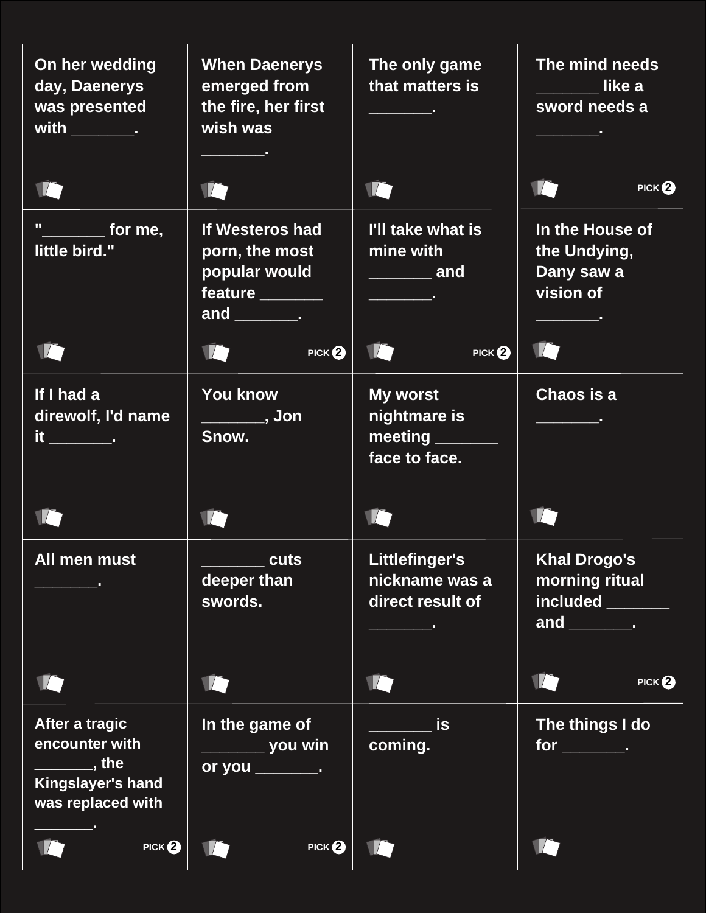| | | | |
|---|---|---|---|
| On her wedding day, Daenerys was presented with _______. | When Daenerys emerged from the fire, her first wish was _______. | The only game that matters is _______. | The mind needs _______ like a sword needs a _______. PICK 2 |
| "_______ for me, little bird." | If Westeros had porn, the most popular would feature _______ and _______. PICK 2 | I'll take what is mine with _______ and _______. PICK 2 | In the House of the Undying, Dany saw a vision of _______. |
| If I had a direwolf, I'd name it _______. | You know _______, Jon Snow. | My worst nightmare is meeting _______ face to face. | Chaos is a _______. |
| All men must _______. | _______ cuts deeper than swords. | Littlefinger's nickname was a direct result of _______. | Khal Drogo's morning ritual included _______ and _______. PICK 2 |
| After a tragic encounter with _______, the Kingslayer's hand was replaced with _______. PICK 2 | In the game of _______ you win or you _______. PICK 2 | _______ is coming. | The things I do for _______. |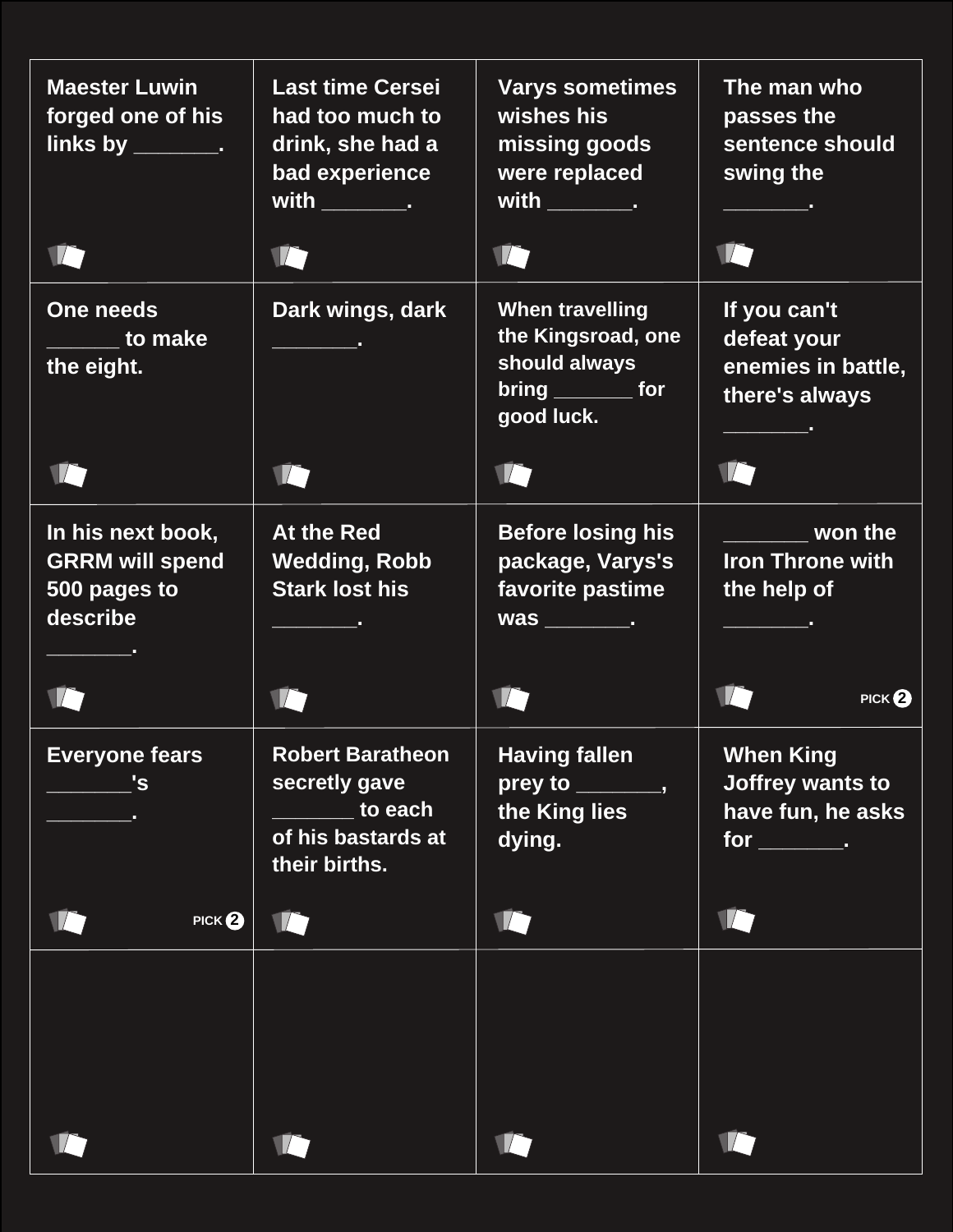| | | | |
|---|---|---|---|
| Maester Luwin forged one of his links by _______. | Last time Cersei had too much to drink, she had a bad experience with _______. | Varys sometimes wishes his missing goods were replaced with _______. | The man who passes the sentence should swing the _______. |
| One needs ______ to make the eight. | Dark wings, dark _______. | When travelling the Kingsroad, one should always bring _______ for good luck. | If you can't defeat your enemies in battle, there's always _______. |
| In his next book, GRRM will spend 500 pages to describe _______. | At the Red Wedding, Robb Stark lost his _______. | Before losing his package, Varys's favorite pastime was _______. | _______ won the Iron Throne with the help of _______. PICK 2 |
| Everyone fears _______'s _______. PICK 2 | Robert Baratheon secretly gave _______ to each of his bastards at their births. | Having fallen prey to _______, the King lies dying. | When King Joffrey wants to have fun, he asks for _______. |
| | | | |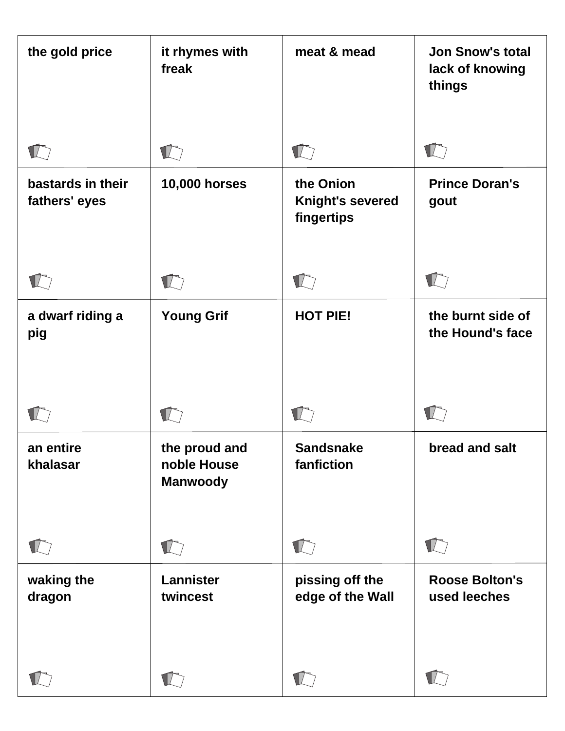| | | | |
|---|---|---|---|
| **the gold price** | **it rhymes with freak** | **meat & mead** | **Jon Snow's total lack of knowing things** |
| **bastards in their fathers' eyes** | **10,000 horses** | **the Onion Knight's severed fingertips** | **Prince Doran's gout** |
| **a dwarf riding a pig** | **Young Grif** | **HOT PIE!** | **the burnt side of the Hound's face** |
| **an entire khalasar** | **the proud and noble House Manwoody** | **Sandsnake fanfiction** | **bread and salt** |
| **waking the dragon** | **Lannister twincest** | **pissing off the edge of the Wall** | **Roose Bolton's used leeches** |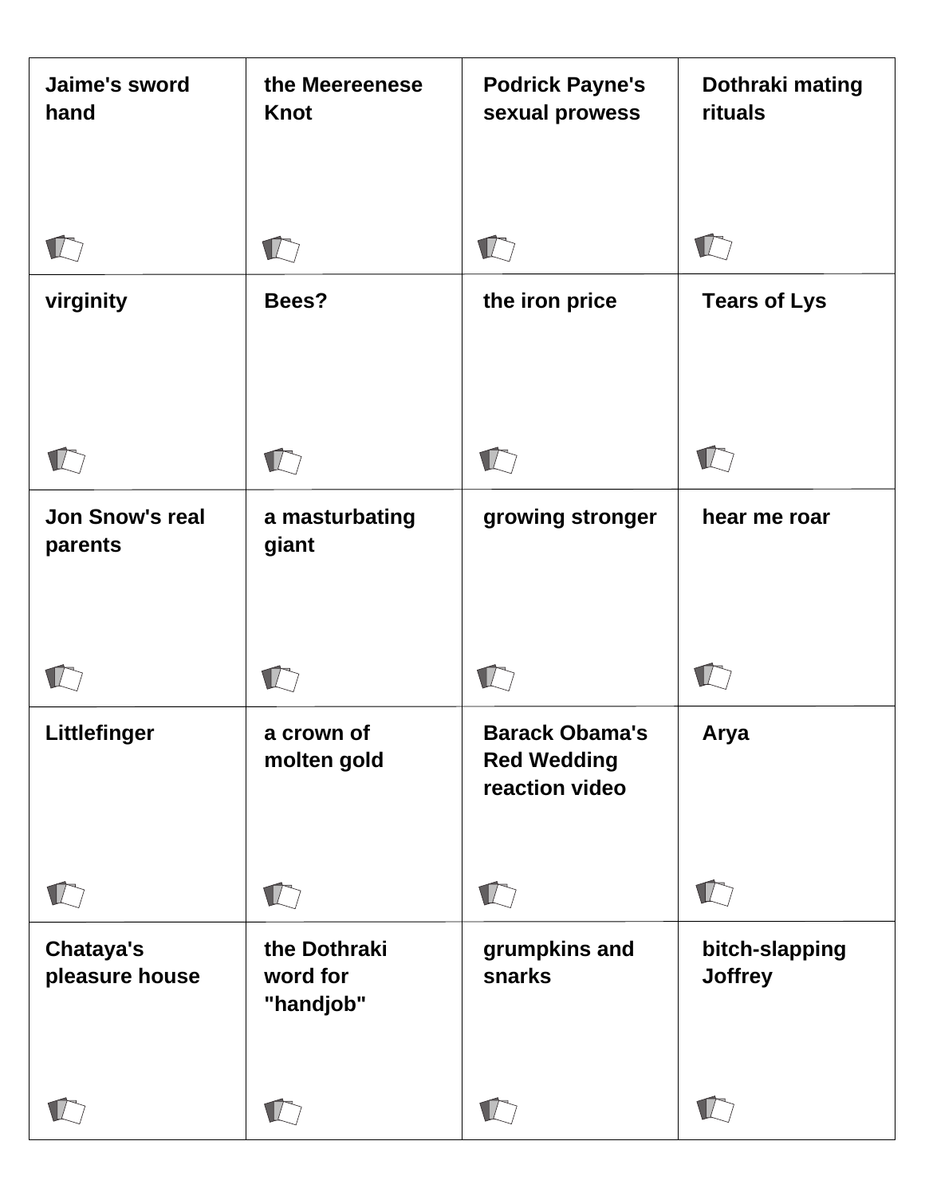| | | | |
|---|---|---|---|
| Jaime's sword hand | the Meereenese Knot | Podrick Payne's sexual prowess | Dothraki mating rituals |
| virginity | Bees? | the iron price | Tears of Lys |
| Jon Snow's real parents | a masturbating giant | growing stronger | hear me roar |
| Littlefinger | a crown of molten gold | Barack Obama's Red Wedding reaction video | Arya |
| Chataya's pleasure house | the Dothraki word for "handjob" | grumpkins and snarks | bitch-slapping Joffrey |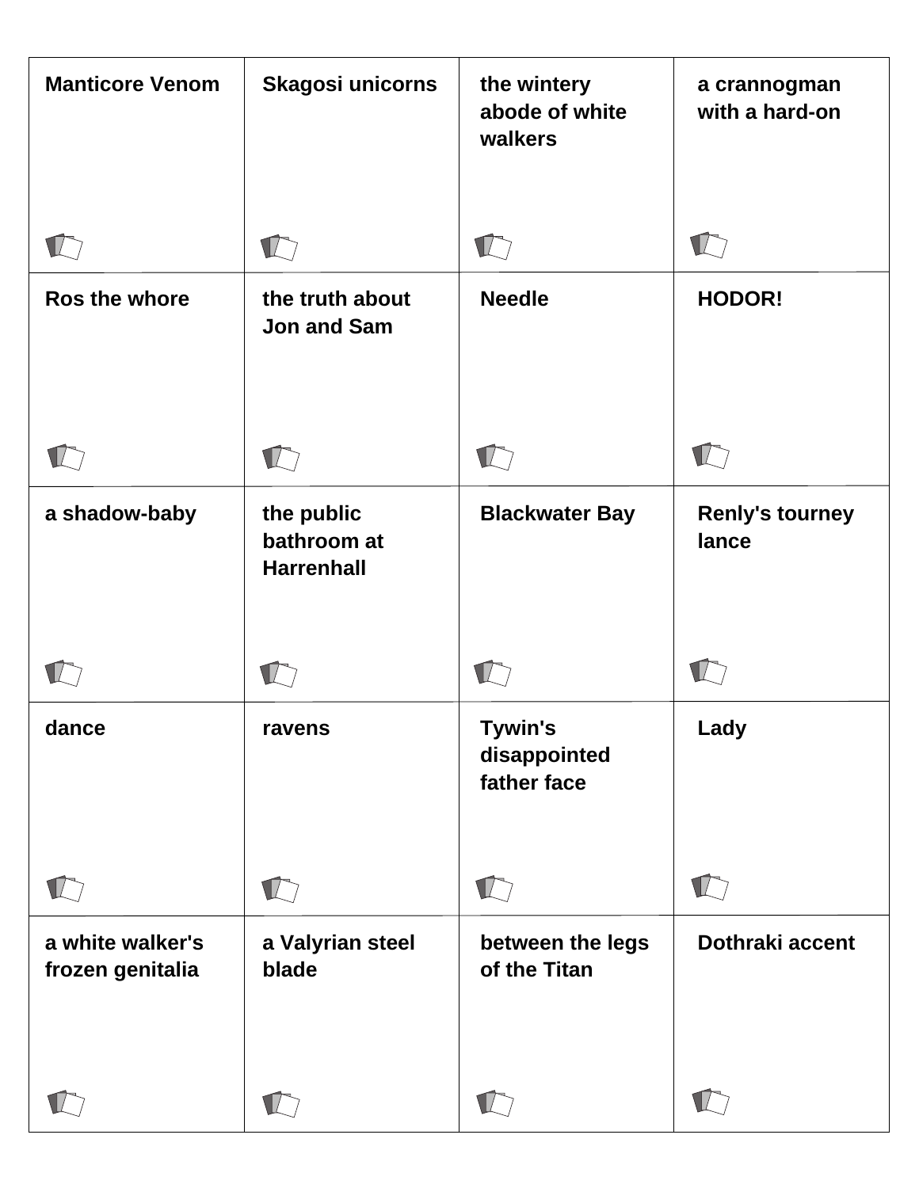| | | | |
|---|---|---|---|
| Manticore Venom | Skagosi unicorns | the wintery abode of white walkers | a crannogman with a hard-on |
| Ros the whore | the truth about Jon and Sam | Needle | HODOR! |
| a shadow-baby | the public bathroom at Harrenhall | Blackwater Bay | Renly's tourney lance |
| dance | ravens | Tywin's disappointed father face | Lady |
| a white walker's frozen genitalia | a Valyrian steel blade | between the legs of the Titan | Dothraki accent |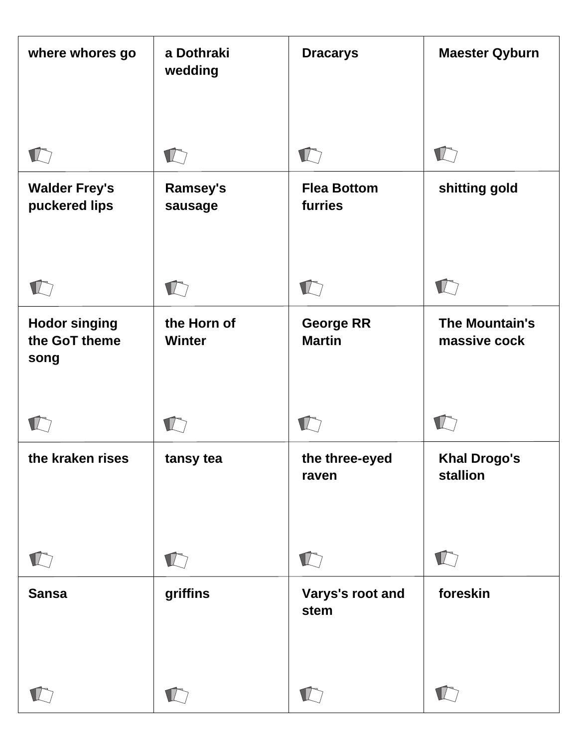| | | | |
|---|---|---|---|
| where whores go | a Dothraki wedding | Dracarys | Maester Qyburn |
| Walder Frey's puckered lips | Ramsey's sausage | Flea Bottom furries | shitting gold |
| Hodor singing the GoT theme song | the Horn of Winter | George RR Martin | The Mountain's massive cock |
| the kraken rises | tansy tea | the three-eyed raven | Khal Drogo's stallion |
| Sansa | griffins | Varys's root and stem | foreskin |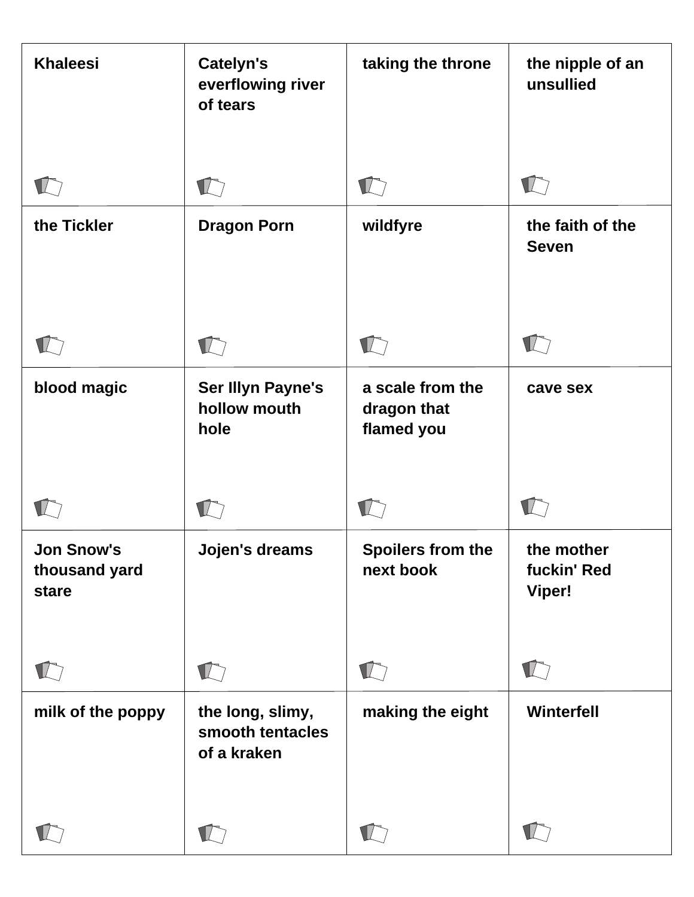| | | | |
|---|---|---|---|
| Khaleesi | Catelyn's everflowing river of tears | taking the throne | the nipple of an unsullied |
| the Tickler | Dragon Porn | wildfyre | the faith of the Seven |
| blood magic | Ser Illyn Payne's hollow mouth hole | a scale from the dragon that flamed you | cave sex |
| Jon Snow's thousand yard stare | Jojen's dreams | Spoilers from the next book | the mother fuckin' Red Viper! |
| milk of the poppy | the long, slimy, smooth tentacles of a kraken | making the eight | Winterfell |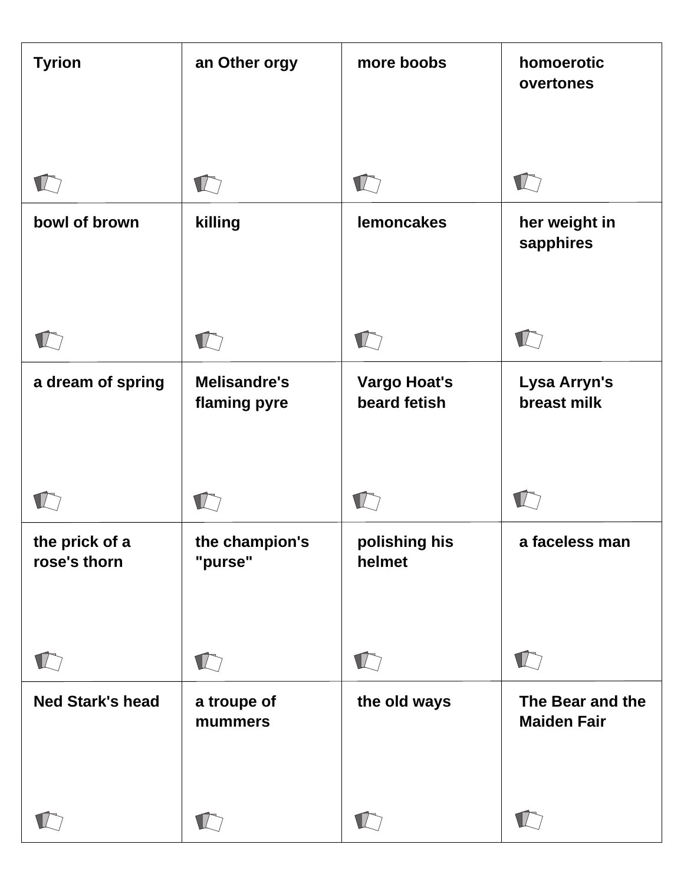| | | | |
|---|---|---|---|
| **Tyrion** | **an Other orgy** | **more boobs** | **homoerotic overtones** |
| **bowl of brown** | **killing** | **lemoncakes** | **her weight in sapphires** |
| **a dream of spring** | **Melisandre's flaming pyre** | **Vargo Hoat's beard fetish** | **Lysa Arryn's breast milk** |
| **the prick of a rose's thorn** | **the champion's "purse"** | **polishing his helmet** | **a faceless man** |
| **Ned Stark's head** | **a troupe of mummers** | **the old ways** | **The Bear and the Maiden Fair** |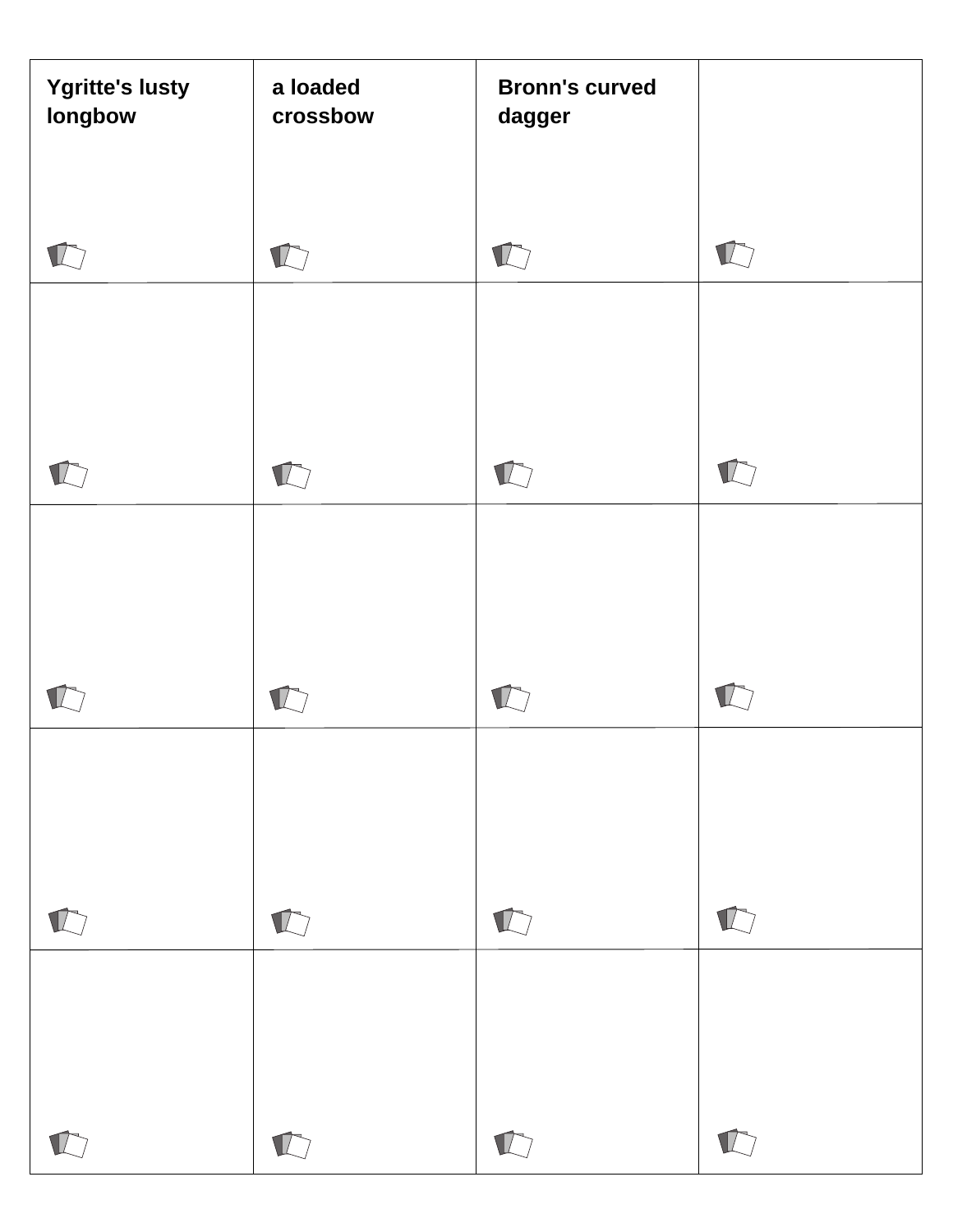| | | | |
|---|---|---|---|
| Ygritte's lusty longbow | a loaded crossbow | Bronn's curved dagger | |
| | | | |
| | | | |
| | | | |
| | | | |